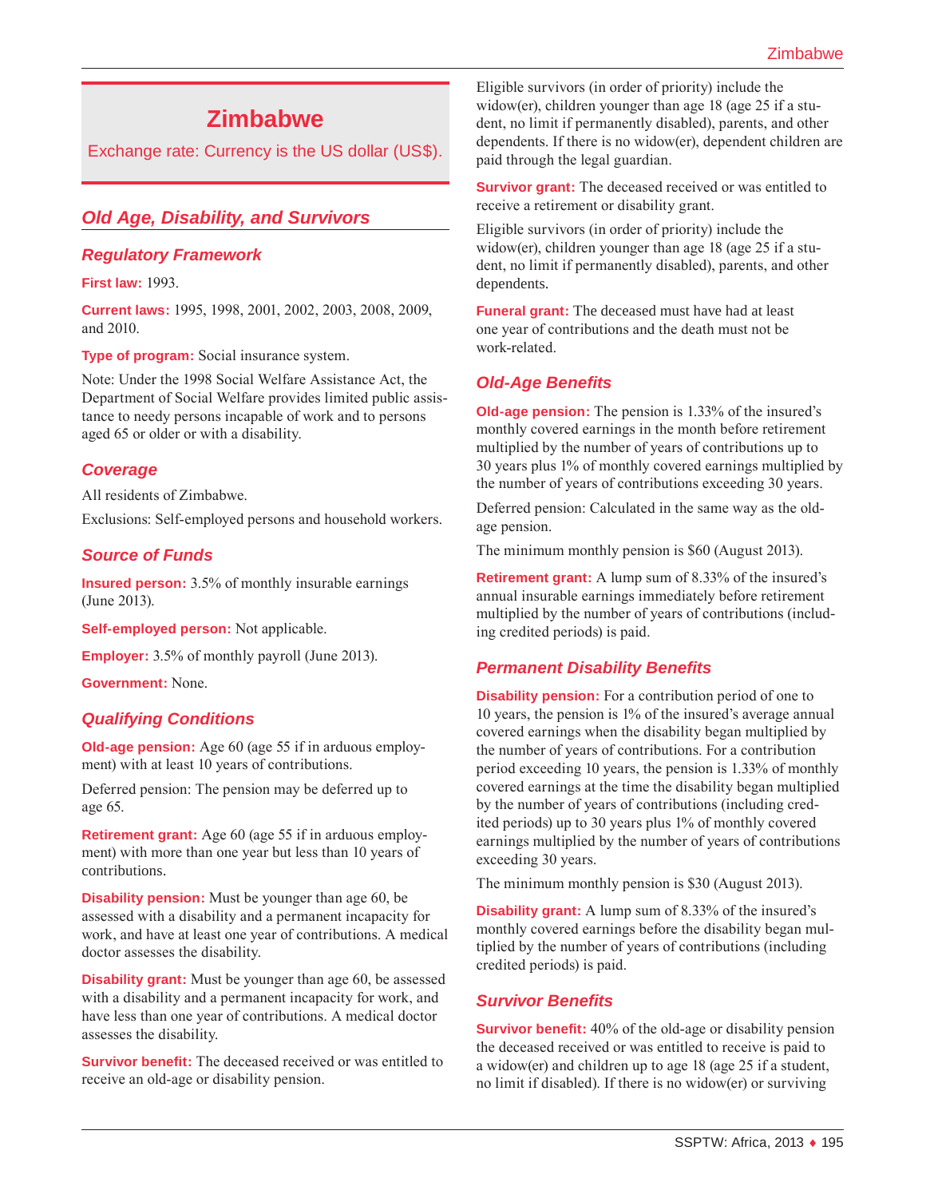# Zimbabwe

Exchange rate: Currency is the US dollar (US$).

## Old Age, Disability, and Survivors

### Regulatory Framework

**First law:** 1993.

**Current laws:** 1995, 1998, 2001, 2002, 2003, 2008, 2009, and 2010.

**Type of program:** Social insurance system.

Note: Under the 1998 Social Welfare Assistance Act, the Department of Social Welfare provides limited public assistance to needy persons incapable of work and to persons aged 65 or older or with a disability.

### Coverage

All residents of Zimbabwe.

Exclusions: Self-employed persons and household workers.

### Source of Funds

**Insured person:** 3.5% of monthly insurable earnings (June 2013).

**Self-employed person:** Not applicable.

**Employer:** 3.5% of monthly payroll (June 2013).

**Government:** None.

### Qualifying Conditions

**Old-age pension:** Age 60 (age 55 if in arduous employment) with at least 10 years of contributions.

Deferred pension: The pension may be deferred up to age 65.

**Retirement grant:** Age 60 (age 55 if in arduous employment) with more than one year but less than 10 years of contributions.

**Disability pension:** Must be younger than age 60, be assessed with a disability and a permanent incapacity for work, and have at least one year of contributions. A medical doctor assesses the disability.

**Disability grant:** Must be younger than age 60, be assessed with a disability and a permanent incapacity for work, and have less than one year of contributions. A medical doctor assesses the disability.

**Survivor benefit:** The deceased received or was entitled to receive an old-age or disability pension.

Eligible survivors (in order of priority) include the widow(er), children younger than age 18 (age 25 if a student, no limit if permanently disabled), parents, and other dependents. If there is no widow(er), dependent children are paid through the legal guardian.

**Survivor grant:** The deceased received or was entitled to receive a retirement or disability grant.

Eligible survivors (in order of priority) include the widow(er), children younger than age 18 (age 25 if a student, no limit if permanently disabled), parents, and other dependents.

**Funeral grant:** The deceased must have had at least one year of contributions and the death must not be work-related.

### Old-Age Benefits

**Old-age pension:** The pension is 1.33% of the insured's monthly covered earnings in the month before retirement multiplied by the number of years of contributions up to 30 years plus 1% of monthly covered earnings multiplied by the number of years of contributions exceeding 30 years.

Deferred pension: Calculated in the same way as the old-age pension.

The minimum monthly pension is $60 (August 2013).

**Retirement grant:** A lump sum of 8.33% of the insured's annual insurable earnings immediately before retirement multiplied by the number of years of contributions (including credited periods) is paid.

### Permanent Disability Benefits

**Disability pension:** For a contribution period of one to 10 years, the pension is 1% of the insured's average annual covered earnings when the disability began multiplied by the number of years of contributions. For a contribution period exceeding 10 years, the pension is 1.33% of monthly covered earnings at the time the disability began multiplied by the number of years of contributions (including credited periods) up to 30 years plus 1% of monthly covered earnings multiplied by the number of years of contributions exceeding 30 years.

The minimum monthly pension is $30 (August 2013).

**Disability grant:** A lump sum of 8.33% of the insured's monthly covered earnings before the disability began multiplied by the number of years of contributions (including credited periods) is paid.

### Survivor Benefits

**Survivor benefit:** 40% of the old-age or disability pension the deceased received or was entitled to receive is paid to a widow(er) and children up to age 18 (age 25 if a student, no limit if disabled). If there is no widow(er) or surviving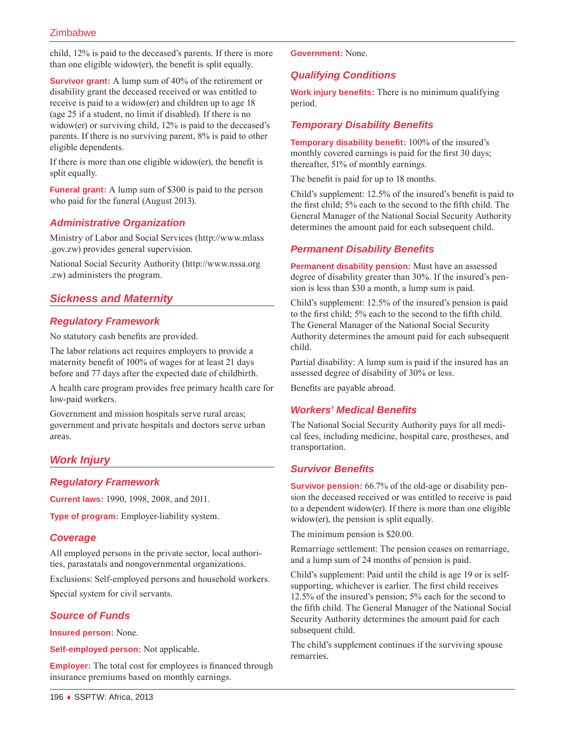child, 12% is paid to the deceased's parents. If there is more than one eligible widow(er), the benefit is split equally.

**Survivor grant:** A lump sum of 40% of the retirement or disability grant the deceased received or was entitled to receive is paid to a widow(er) and children up to age 18 (age 25 if a student, no limit if disabled). If there is no widow(er) or surviving child, 12% is paid to the deceased's parents. If there is no surviving parent, 8% is paid to other eligible dependents.

If there is more than one eligible widow(er), the benefit is split equally.

**Funeral grant:** A lump sum of $300 is paid to the person who paid for the funeral (August 2013).

### Administrative Organization

Ministry of Labor and Social Services (http://www.mlass.gov.zw) provides general supervision.

National Social Security Authority (http://www.nssa.org.zw) administers the program.

## Sickness and Maternity

### Regulatory Framework

No statutory cash benefits are provided.

The labor relations act requires employers to provide a maternity benefit of 100% of wages for at least 21 days before and 77 days after the expected date of childbirth.

A health care program provides free primary health care for low-paid workers.

Government and mission hospitals serve rural areas; government and private hospitals and doctors serve urban areas.

## Work Injury

### Regulatory Framework

**Current laws:** 1990, 1998, 2008, and 2011.

**Type of program:** Employer-liability system.

### Coverage

All employed persons in the private sector, local authorities, parastatals and nongovernmental organizations.

Exclusions: Self-employed persons and household workers.

Special system for civil servants.

### Source of Funds

**Insured person:** None.

**Self-employed person:** Not applicable.

**Employer:** The total cost for employees is financed through insurance premiums based on monthly earnings.

**Government:** None.

### Qualifying Conditions

**Work injury benefits:** There is no minimum qualifying period.

### Temporary Disability Benefits

**Temporary disability benefit:** 100% of the insured's monthly covered earnings is paid for the first 30 days; thereafter, 51% of monthly earnings.

The benefit is paid for up to 18 months.

Child's supplement: 12.5% of the insured's benefit is paid to the first child; 5% each to the second to the fifth child. The General Manager of the National Social Security Authority determines the amount paid for each subsequent child.

### Permanent Disability Benefits

**Permanent disability pension:** Must have an assessed degree of disability greater than 30%. If the insured's pension is less than $30 a month, a lump sum is paid.

Child's supplement: 12.5% of the insured's pension is paid to the first child; 5% each to the second to the fifth child. The General Manager of the National Social Security Authority determines the amount paid for each subsequent child.

Partial disability: A lump sum is paid if the insured has an assessed degree of disability of 30% or less.

Benefits are payable abroad.

### Workers' Medical Benefits

The National Social Security Authority pays for all medical fees, including medicine, hospital care, prostheses, and transportation.

### Survivor Benefits

**Survivor pension:** 66.7% of the old-age or disability pension the deceased received or was entitled to receive is paid to a dependent widow(er). If there is more than one eligible widow(er), the pension is split equally.

The minimum pension is $20.00.

Remarriage settlement: The pension ceases on remarriage, and a lump sum of 24 months of pension is paid.

Child's supplement: Paid until the child is age 19 or is self-supporting, whichever is earlier. The first child receives 12.5% of the insured's pension; 5% each for the second to the fifth child. The General Manager of the National Social Security Authority determines the amount paid for each subsequent child.

The child's supplement continues if the surviving spouse remarries.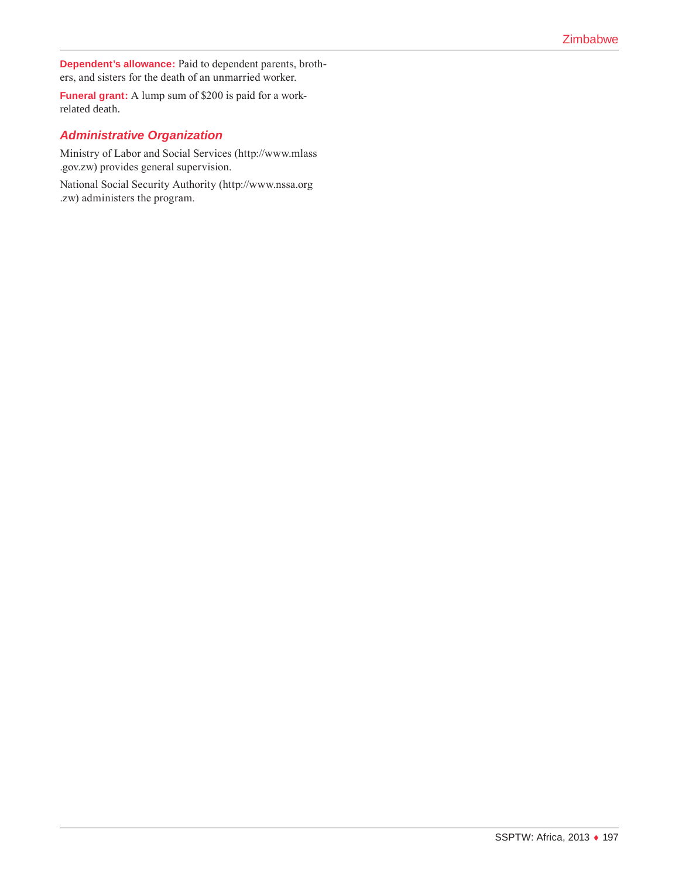**Dependent's allowance:** Paid to dependent parents, brothers, and sisters for the death of an unmarried worker.

**Funeral grant:** A lump sum of $200 is paid for a work-related death.

### *Administrative Organization*

Ministry of Labor and Social Services (http://www.mlass.gov.zw) provides general supervision.

National Social Security Authority (http://www.nssa.org.zw) administers the program.